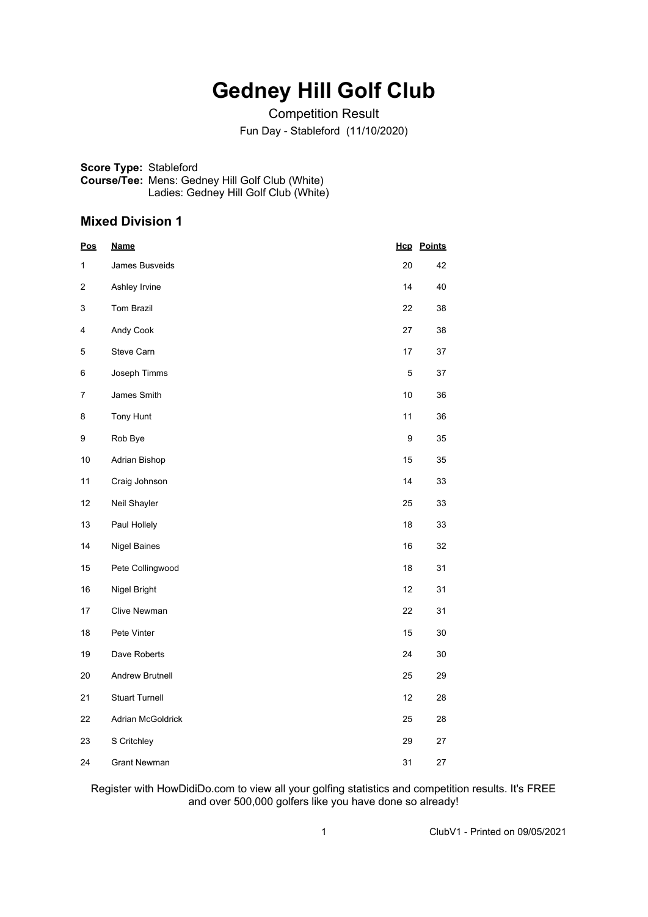# Gedney Hill Golf Club

Competition Result

Fun Day - Stableford (11/10/2020)

**Score Type:** Stableford
**Course/Tee:** Mens: Gedney Hill Golf Club (White)
Ladies: Gedney Hill Golf Club (White)

## Mixed Division 1

| Pos | Name | Hcp | Points |
|---|---|---|---|
| 1 | James Busveids | 20 | 42 |
| 2 | Ashley Irvine | 14 | 40 |
| 3 | Tom Brazil | 22 | 38 |
| 4 | Andy Cook | 27 | 38 |
| 5 | Steve Carn | 17 | 37 |
| 6 | Joseph Timms | 5 | 37 |
| 7 | James Smith | 10 | 36 |
| 8 | Tony Hunt | 11 | 36 |
| 9 | Rob Bye | 9 | 35 |
| 10 | Adrian Bishop | 15 | 35 |
| 11 | Craig Johnson | 14 | 33 |
| 12 | Neil Shayler | 25 | 33 |
| 13 | Paul Hollely | 18 | 33 |
| 14 | Nigel Baines | 16 | 32 |
| 15 | Pete Collingwood | 18 | 31 |
| 16 | Nigel Bright | 12 | 31 |
| 17 | Clive Newman | 22 | 31 |
| 18 | Pete Vinter | 15 | 30 |
| 19 | Dave Roberts | 24 | 30 |
| 20 | Andrew Brutnell | 25 | 29 |
| 21 | Stuart Turnell | 12 | 28 |
| 22 | Adrian McGoldrick | 25 | 28 |
| 23 | S Critchley | 29 | 27 |
| 24 | Grant Newman | 31 | 27 |

Register with HowDidiDo.com to view all your golfing statistics and competition results. It's FREE and over 500,000 golfers like you have done so already!

ClubV1 - Printed on 09/05/2021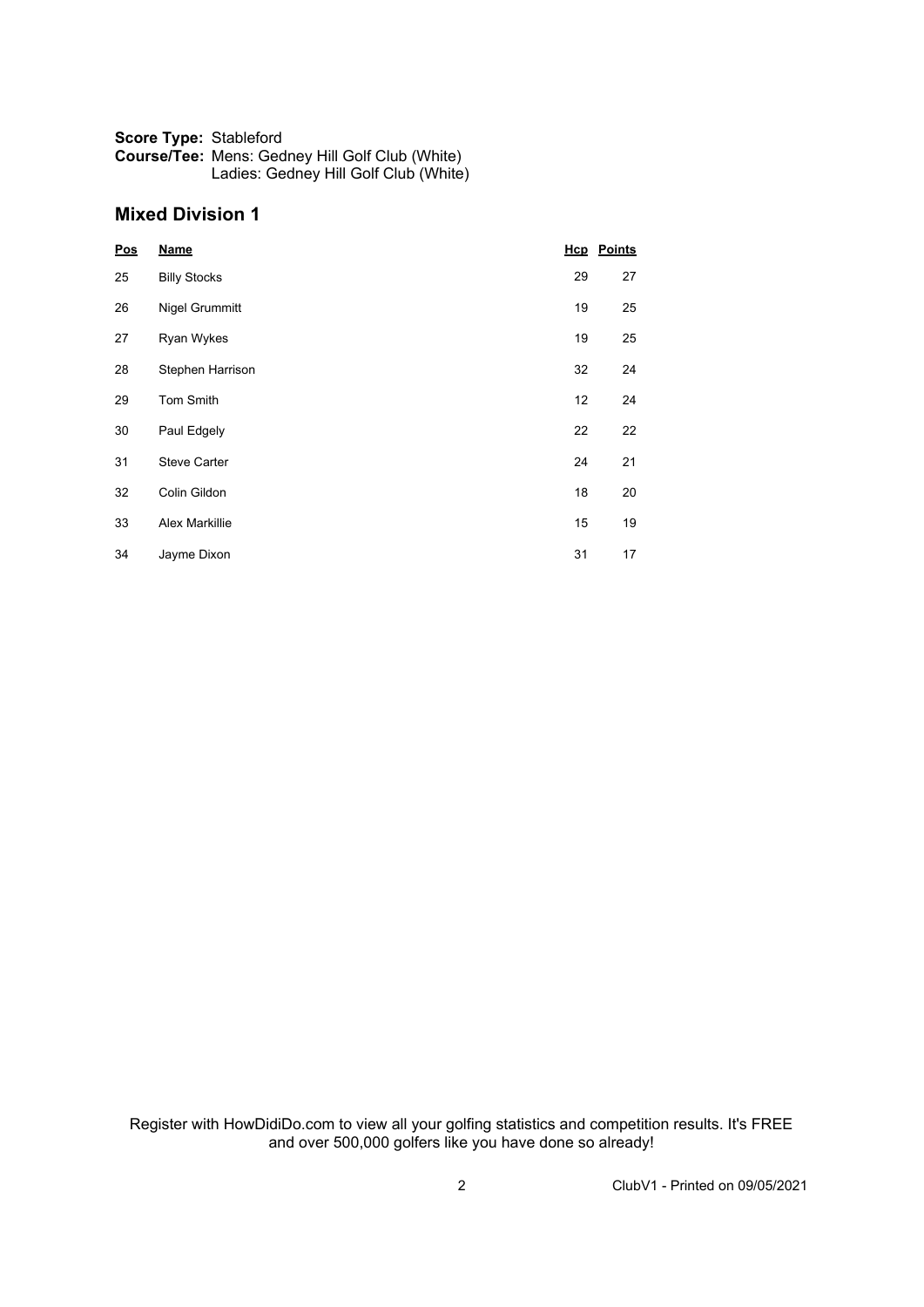**Score Type:** Stableford
**Course/Tee:** Mens: Gedney Hill Golf Club (White)
Ladies: Gedney Hill Golf Club (White)

## Mixed Division 1

| Pos | Name | Hcp | Points |
|---|---|---|---|
| 25 | Billy Stocks | 29 | 27 |
| 26 | Nigel Grummitt | 19 | 25 |
| 27 | Ryan Wykes | 19 | 25 |
| 28 | Stephen Harrison | 32 | 24 |
| 29 | Tom Smith | 12 | 24 |
| 30 | Paul Edgely | 22 | 22 |
| 31 | Steve Carter | 24 | 21 |
| 32 | Colin Gildon | 18 | 20 |
| 33 | Alex Markillie | 15 | 19 |
| 34 | Jayme Dixon | 31 | 17 |

Register with HowDidiDo.com to view all your golfing statistics and competition results. It's FREE and over 500,000 golfers like you have done so already!

ClubV1 - Printed on 09/05/2021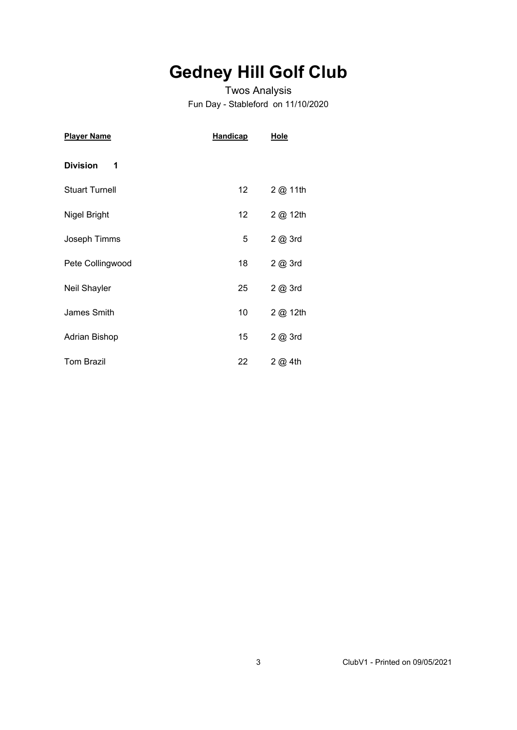# Gedney Hill Golf Club

Twos Analysis

Fun Day - Stableford on 11/10/2020

| Player Name | Handicap | Hole |
|---|---|---|
| **Division 1** | | |
| Stuart Turnell | 12 | 2 @ 11th |
| Nigel Bright | 12 | 2 @ 12th |
| Joseph Timms | 5 | 2 @ 3rd |
| Pete Collingwood | 18 | 2 @ 3rd |
| Neil Shayler | 25 | 2 @ 3rd |
| James Smith | 10 | 2 @ 12th |
| Adrian Bishop | 15 | 2 @ 3rd |
| Tom Brazil | 22 | 2 @ 4th |

ClubV1 - Printed on 09/05/2021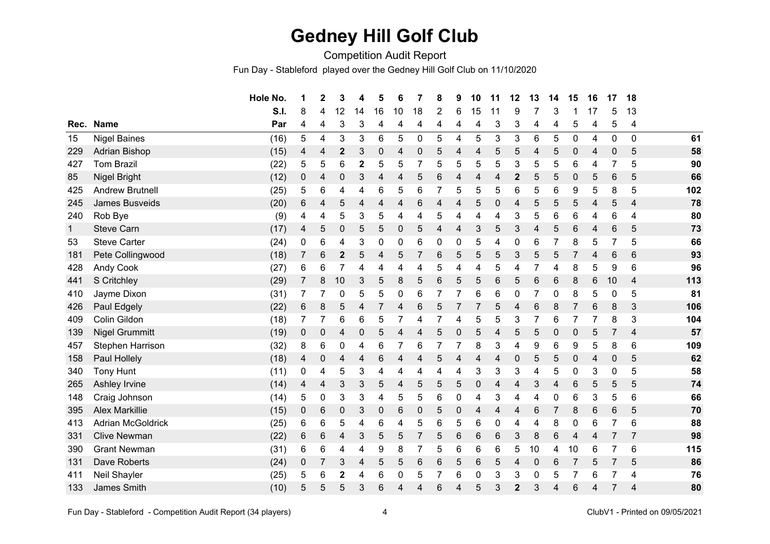# Gedney Hill Golf Club

Competition Audit Report

Fun Day - Stableford played over the Gedney Hill Golf Club on 11/10/2020

| Rec. | Name | Hole No. | 1 | 2 | 3 | 4 | 5 | 6 | 7 | 8 | 9 | 10 | 11 | 12 | 13 | 14 | 15 | 16 | 17 | 18 | |
|---|---|---|---|---|---|---|---|---|---|---|---|---|---|---|---|---|---|---|---|---|---|
| | | S.I. | 8 | 4 | 12 | 14 | 16 | 10 | 18 | 2 | 6 | 15 | 11 | 9 | 7 | 3 | 1 | 17 | 5 | 13 | |
| | | Par | 4 | 4 | 3 | 3 | 4 | 4 | 4 | 4 | 4 | 4 | 3 | 3 | 4 | 4 | 5 | 4 | 5 | 4 | |
| 15 | Nigel Baines | (16) | 5 | 4 | 3 | 3 | 6 | 5 | 0 | 5 | 4 | 5 | 3 | 3 | 6 | 5 | 0 | 4 | 0 | 0 | **61** |
| 229 | Adrian Bishop | (15) | 4 | 4 | **2** | 3 | 0 | 4 | 0 | 5 | 4 | 4 | 5 | 5 | 4 | 5 | 0 | 4 | 0 | 5 | **58** |
| 427 | Tom Brazil | (22) | 5 | 5 | 6 | **2** | 5 | 5 | 7 | 5 | 5 | 5 | 5 | 3 | 5 | 5 | 6 | 4 | 7 | 5 | **90** |
| 85 | Nigel Bright | (12) | 0 | 4 | 0 | 3 | 4 | 4 | 5 | 6 | 4 | 4 | 4 | **2** | 5 | 5 | 0 | 5 | 6 | 5 | **66** |
| 425 | Andrew Brutnell | (25) | 5 | 6 | 4 | 4 | 6 | 5 | 6 | 7 | 5 | 5 | 5 | 6 | 5 | 6 | 9 | 5 | 8 | 5 | **102** |
| 245 | James Busveids | (20) | 6 | 4 | 5 | 4 | 4 | 4 | 6 | 4 | 4 | 5 | 0 | 4 | 5 | 5 | 5 | 4 | 5 | 4 | **78** |
| 240 | Rob Bye | (9) | 4 | 4 | 5 | 3 | 5 | 4 | 4 | 5 | 4 | 4 | 4 | 3 | 5 | 6 | 6 | 4 | 6 | 4 | **80** |
| 1 | Steve Carn | (17) | 4 | 5 | 0 | 5 | 5 | 0 | 5 | 4 | 4 | 3 | 5 | 3 | 4 | 5 | 6 | 4 | 6 | 5 | **73** |
| 53 | Steve Carter | (24) | 0 | 6 | 4 | 3 | 0 | 0 | 6 | 0 | 0 | 5 | 4 | 0 | 6 | 7 | 8 | 5 | 7 | 5 | **66** |
| 181 | Pete Collingwood | (18) | 7 | 6 | **2** | 5 | 4 | 5 | 7 | 6 | 5 | 5 | 5 | 3 | 5 | 5 | 7 | 4 | 6 | 6 | **93** |
| 428 | Andy Cook | (27) | 6 | 6 | 7 | 4 | 4 | 4 | 4 | 5 | 4 | 4 | 5 | 4 | 7 | 4 | 8 | 5 | 9 | 6 | **96** |
| 441 | S Critchley | (29) | 7 | 8 | 10 | 3 | 5 | 8 | 5 | 6 | 5 | 5 | 6 | 5 | 6 | 6 | 8 | 6 | 10 | 4 | **113** |
| 410 | Jayme Dixon | (31) | 7 | 7 | 0 | 5 | 5 | 0 | 6 | 7 | 7 | 6 | 6 | 0 | 7 | 0 | 8 | 5 | 0 | 5 | **81** |
| 426 | Paul Edgely | (22) | 6 | 8 | 5 | 4 | 7 | 4 | 6 | 5 | 7 | 7 | 5 | 4 | 6 | 8 | 7 | 6 | 8 | 3 | **106** |
| 409 | Colin Gildon | (18) | 7 | 7 | 6 | 6 | 5 | 7 | 4 | 7 | 4 | 5 | 5 | 3 | 7 | 6 | 7 | 7 | 8 | 3 | **104** |
| 139 | Nigel Grummitt | (19) | 0 | 0 | 4 | 0 | 5 | 4 | 4 | 5 | 0 | 5 | 4 | 5 | 5 | 0 | 0 | 5 | 7 | 4 | **57** |
| 457 | Stephen Harrison | (32) | 8 | 6 | 0 | 4 | 6 | 7 | 6 | 7 | 7 | 8 | 3 | 4 | 9 | 6 | 9 | 5 | 8 | 6 | **109** |
| 158 | Paul Hollely | (18) | 4 | 0 | 4 | 4 | 6 | 4 | 4 | 5 | 4 | 4 | 4 | 0 | 5 | 5 | 0 | 4 | 0 | 5 | **62** |
| 340 | Tony Hunt | (11) | 0 | 4 | 5 | 3 | 4 | 4 | 4 | 4 | 4 | 3 | 3 | 3 | 4 | 5 | 0 | 3 | 0 | 5 | **58** |
| 265 | Ashley Irvine | (14) | 4 | 4 | 3 | 3 | 5 | 4 | 5 | 5 | 5 | 0 | 4 | 4 | 3 | 4 | 6 | 5 | 5 | 5 | **74** |
| 148 | Craig Johnson | (14) | 5 | 0 | 3 | 3 | 4 | 5 | 5 | 6 | 0 | 4 | 3 | 4 | 4 | 0 | 6 | 3 | 5 | 6 | **66** |
| 395 | Alex Markillie | (15) | 0 | 6 | 0 | 3 | 0 | 6 | 0 | 5 | 0 | 4 | 4 | 4 | 6 | 7 | 8 | 6 | 6 | 5 | **70** |
| 413 | Adrian McGoldrick | (25) | 6 | 6 | 5 | 4 | 6 | 4 | 5 | 6 | 5 | 6 | 0 | 4 | 4 | 8 | 0 | 6 | 7 | 6 | **88** |
| 331 | Clive Newman | (22) | 6 | 6 | 4 | 3 | 5 | 5 | 7 | 5 | 6 | 6 | 6 | 3 | 8 | 6 | 4 | 4 | 7 | 7 | **98** |
| 390 | Grant Newman | (31) | 6 | 6 | 4 | 4 | 9 | 8 | 7 | 5 | 6 | 6 | 6 | 5 | 10 | 4 | 10 | 6 | 7 | 6 | **115** |
| 131 | Dave Roberts | (24) | 0 | 7 | 3 | 4 | 5 | 5 | 6 | 6 | 5 | 6 | 5 | 4 | 0 | 6 | 7 | 5 | 7 | 5 | **86** |
| 411 | Neil Shayler | (25) | 5 | 6 | **2** | 4 | 6 | 0 | 5 | 7 | 6 | 0 | 3 | 3 | 0 | 5 | 7 | 6 | 7 | 4 | **76** |
| 133 | James Smith | (10) | 5 | 5 | 5 | 3 | 6 | 4 | 4 | 6 | 4 | 5 | 3 | **2** | 3 | 4 | 6 | 4 | 7 | 4 | **80** |

Fun Day - Stableford - Competition Audit Report (34 players)

ClubV1 - Printed on 09/05/2021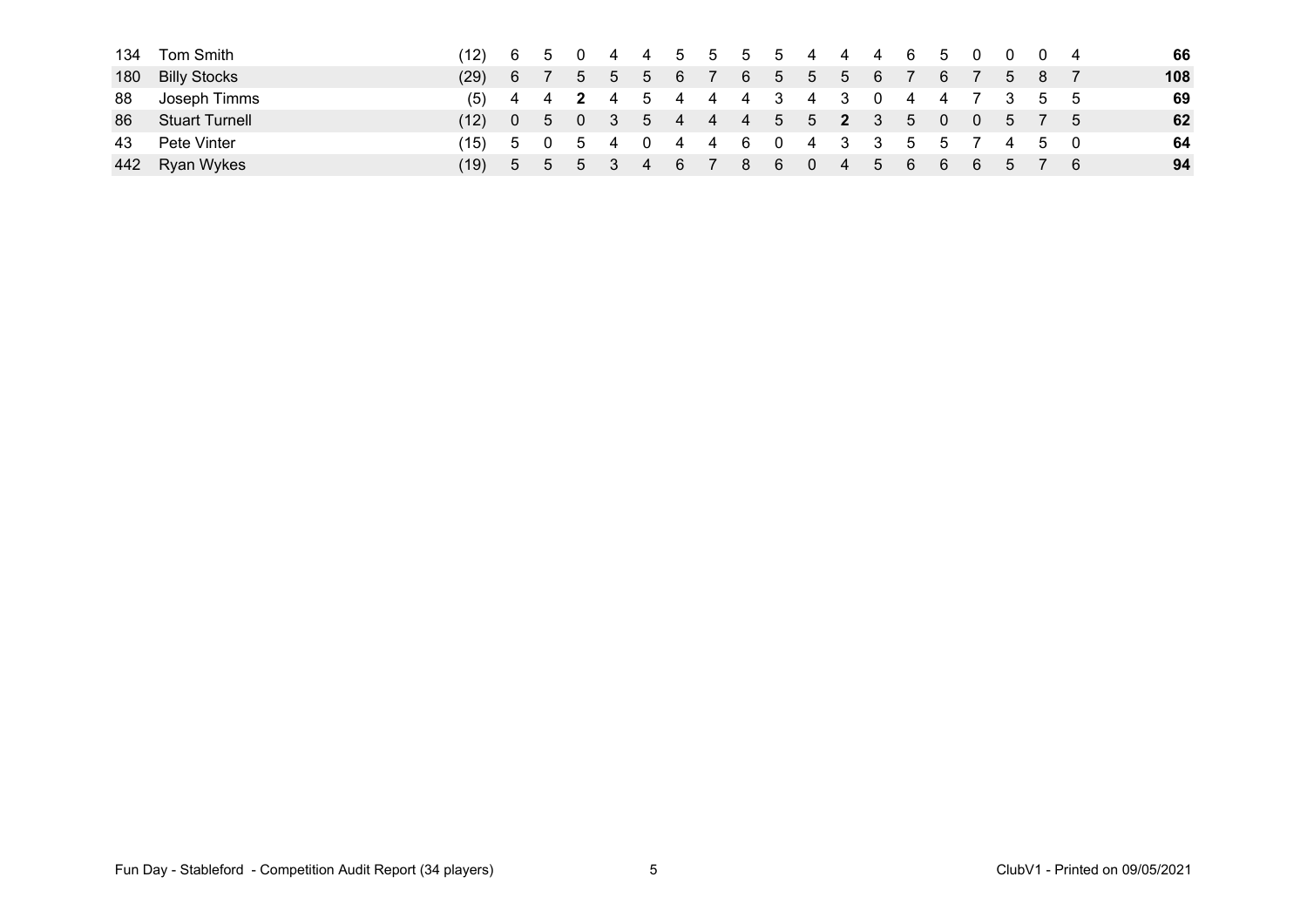| | | | | | | | | | | | | | | | | | | | | | | |
|---|---|---|---|---|---|---|---|---|---|---|---|---|---|---|---|---|---|---|---|---|---|---|
| 134 | Tom Smith | (12) | 6 | 5 | 0 | 4 | 4 | 5 | 5 | 5 | 5 | 4 | 4 | 4 | 6 | 5 | 0 | 0 | 0 | 4 | **66** |
| 180 | Billy Stocks | (29) | 6 | 7 | 5 | 5 | 5 | 6 | 7 | 6 | 5 | 5 | 5 | 6 | 7 | 6 | 7 | 5 | 8 | 7 | **108** |
| 88 | Joseph Timms | (5) | 4 | 4 | **2** | 4 | 5 | 4 | 4 | 4 | 3 | 4 | 3 | 0 | 4 | 4 | 7 | 3 | 5 | 5 | **69** |
| 86 | Stuart Turnell | (12) | 0 | 5 | 0 | 3 | 5 | 4 | 4 | 4 | 5 | 5 | **2** | 3 | 5 | 0 | 0 | 5 | 7 | 5 | **62** |
| 43 | Pete Vinter | (15) | 5 | 0 | 5 | 4 | 0 | 4 | 4 | 6 | 0 | 4 | 3 | 3 | 5 | 5 | 7 | 4 | 5 | 0 | **64** |
| 442 | Ryan Wykes | (19) | 5 | 5 | 5 | 3 | 4 | 6 | 7 | 8 | 6 | 0 | 4 | 5 | 6 | 6 | 6 | 5 | 7 | 6 | **94** |

Fun Day - Stableford - Competition Audit Report (34 players)

ClubV1 - Printed on 09/05/2021